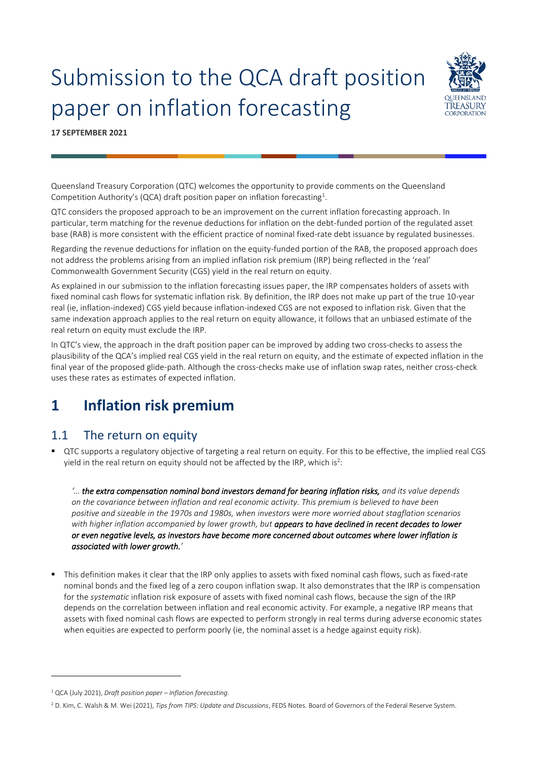# Submission to the QCA draft position paper on inflation forecasting

**17 SEPTEMBER 2021**

Queensland Treasury Corporation (QTC) welcomes the opportunity to provide comments on the Queensland Competition Authority's (QCA) draft position paper on inflation forecasting[1].

QTC considers the proposed approach to be an improvement on the current inflation forecasting approach. In particular, term matching for the revenue deductions for inflation on the debt-funded portion of the regulated asset base (RAB) is more consistent with the efficient practice of nominal fixed-rate debt issuance by regulated businesses.

Regarding the revenue deductions for inflation on the equity-funded portion of the RAB, the proposed approach does not address the problems arising from an implied inflation risk premium (IRP) being reflected in the 'real' Commonwealth Government Security (CGS) yield in the real return on equity.

As explained in our submission to the inflation forecasting issues paper, the IRP compensates holders of assets with fixed nominal cash flows for systematic inflation risk. By definition, the IRP does not make up part of the true 10-year real (ie, inflation-indexed) CGS yield because inflation-indexed CGS are not exposed to inflation risk. Given that the same indexation approach applies to the real return on equity allowance, it follows that an unbiased estimate of the real return on equity must exclude the IRP.

In QTC's view, the approach in the draft position paper can be improved by adding two cross-checks to assess the plausibility of the QCA's implied real CGS yield in the real return on equity, and the estimate of expected inflation in the final year of the proposed glide-path. Although the cross-checks make use of inflation swap rates, neither cross-check uses these rates as estimates of expected inflation.

## 1 Inflation risk premium

### 1.1 The return on equity

- QTC supports a regulatory objective of targeting a real return on equity. For this to be effective, the implied real CGS yield in the real return on equity should not be affected by the IRP, which is[2]:

  *'… **the extra compensation nominal bond investors demand for bearing inflation risks,** and its value depends on the covariance between inflation and real economic activity. This premium is believed to have been positive and sizeable in the 1970s and 1980s, when investors were more worried about stagflation scenarios with higher inflation accompanied by lower growth, but **appears to have declined in recent decades to lower or even negative levels, as investors have become more concerned about outcomes where lower inflation is associated with lower growth.**'*

- This definition makes it clear that the IRP only applies to assets with fixed nominal cash flows, such as fixed-rate nominal bonds and the fixed leg of a zero coupon inflation swap. It also demonstrates that the IRP is compensation for the *systematic* inflation risk exposure of assets with fixed nominal cash flows, because the sign of the IRP depends on the correlation between inflation and real economic activity. For example, a negative IRP means that assets with fixed nominal cash flows are expected to perform strongly in real terms during adverse economic states when equities are expected to perform poorly (ie, the nominal asset is a hedge against equity risk).

---

[1] QCA (July 2021), *Draft position paper – Inflation forecasting*.

[2] D. Kim, C. Walsh & M. Wei (2021), *Tips from TIPS: Update and Discussions*, FEDS Notes. Board of Governors of the Federal Reserve System.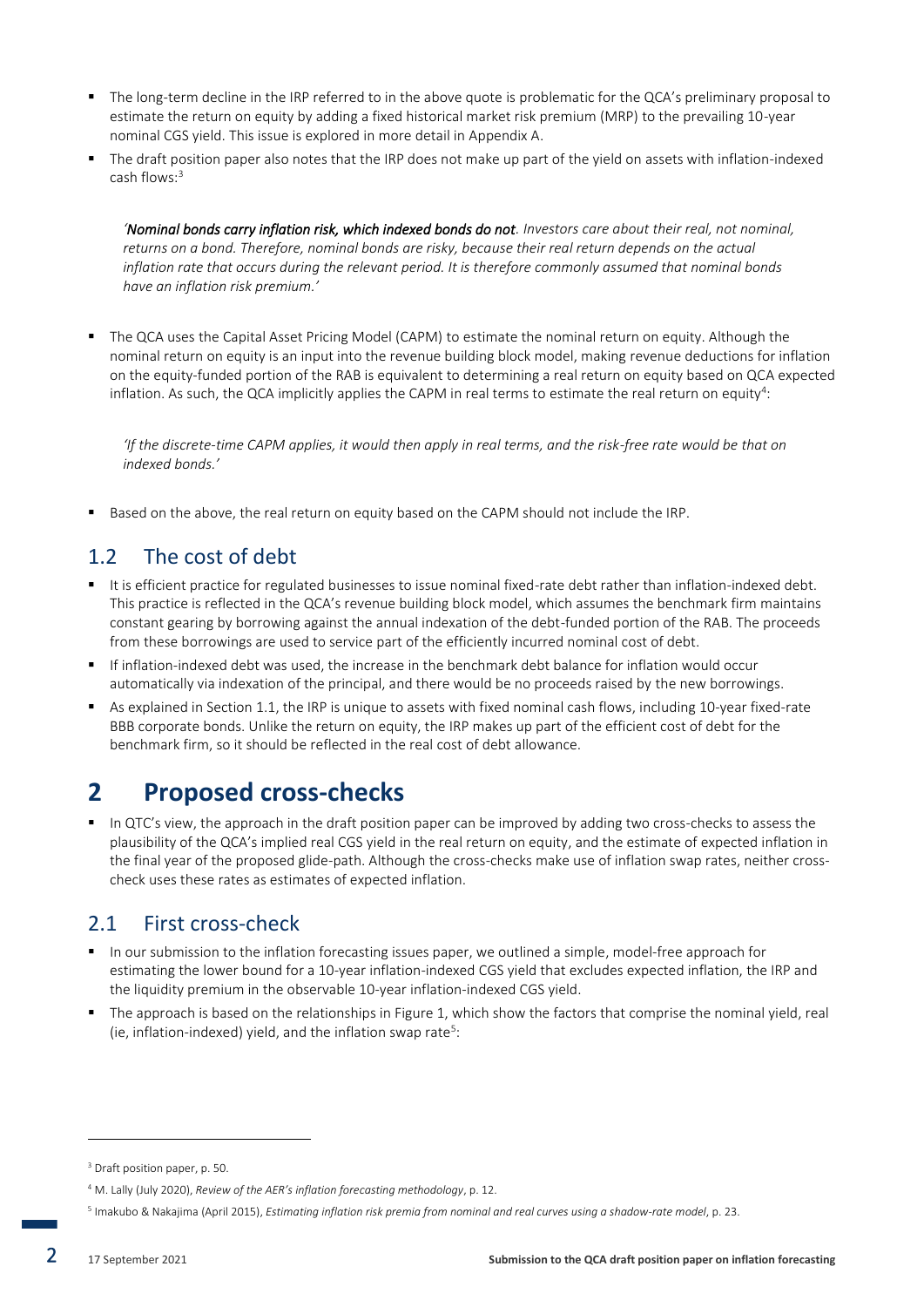- The long-term decline in the IRP referred to in the above quote is problematic for the QCA's preliminary proposal to estimate the return on equity by adding a fixed historical market risk premium (MRP) to the prevailing 10-year nominal CGS yield. This issue is explored in more detail in Appendix A.
- The draft position paper also notes that the IRP does not make up part of the yield on assets with inflation-indexed cash flows:[3]

  *'**Nominal bonds carry inflation risk, which indexed bonds do not**. Investors care about their real, not nominal, returns on a bond. Therefore, nominal bonds are risky, because their real return depends on the actual inflation rate that occurs during the relevant period. It is therefore commonly assumed that nominal bonds have an inflation risk premium.'*

- The QCA uses the Capital Asset Pricing Model (CAPM) to estimate the nominal return on equity. Although the nominal return on equity is an input into the revenue building block model, making revenue deductions for inflation on the equity-funded portion of the RAB is equivalent to determining a real return on equity based on QCA expected inflation. As such, the QCA implicitly applies the CAPM in real terms to estimate the real return on equity[4]:

  *'If the discrete-time CAPM applies, it would then apply in real terms, and the risk-free rate would be that on indexed bonds.'*

- Based on the above, the real return on equity based on the CAPM should not include the IRP.

## 1.2 The cost of debt

- It is efficient practice for regulated businesses to issue nominal fixed-rate debt rather than inflation-indexed debt. This practice is reflected in the QCA's revenue building block model, which assumes the benchmark firm maintains constant gearing by borrowing against the annual indexation of the debt-funded portion of the RAB. The proceeds from these borrowings are used to service part of the efficiently incurred nominal cost of debt.
- If inflation-indexed debt was used, the increase in the benchmark debt balance for inflation would occur automatically via indexation of the principal, and there would be no proceeds raised by the new borrowings.
- As explained in Section 1.1, the IRP is unique to assets with fixed nominal cash flows, including 10-year fixed-rate BBB corporate bonds. Unlike the return on equity, the IRP makes up part of the efficient cost of debt for the benchmark firm, so it should be reflected in the real cost of debt allowance.

# 2 Proposed cross-checks

- In QTC's view, the approach in the draft position paper can be improved by adding two cross-checks to assess the plausibility of the QCA's implied real CGS yield in the real return on equity, and the estimate of expected inflation in the final year of the proposed glide-path. Although the cross-checks make use of inflation swap rates, neither cross-check uses these rates as estimates of expected inflation.

## 2.1 First cross-check

- In our submission to the inflation forecasting issues paper, we outlined a simple, model-free approach for estimating the lower bound for a 10-year inflation-indexed CGS yield that excludes expected inflation, the IRP and the liquidity premium in the observable 10-year inflation-indexed CGS yield.
- The approach is based on the relationships in Figure 1, which show the factors that comprise the nominal yield, real (ie, inflation-indexed) yield, and the inflation swap rate[5]:

---

[3] Draft position paper, p. 50.

[4] M. Lally (July 2020), *Review of the AER's inflation forecasting methodology*, p. 12.

[5] Imakubo & Nakajima (April 2015), *Estimating inflation risk premia from nominal and real curves using a shadow-rate model*, p. 23.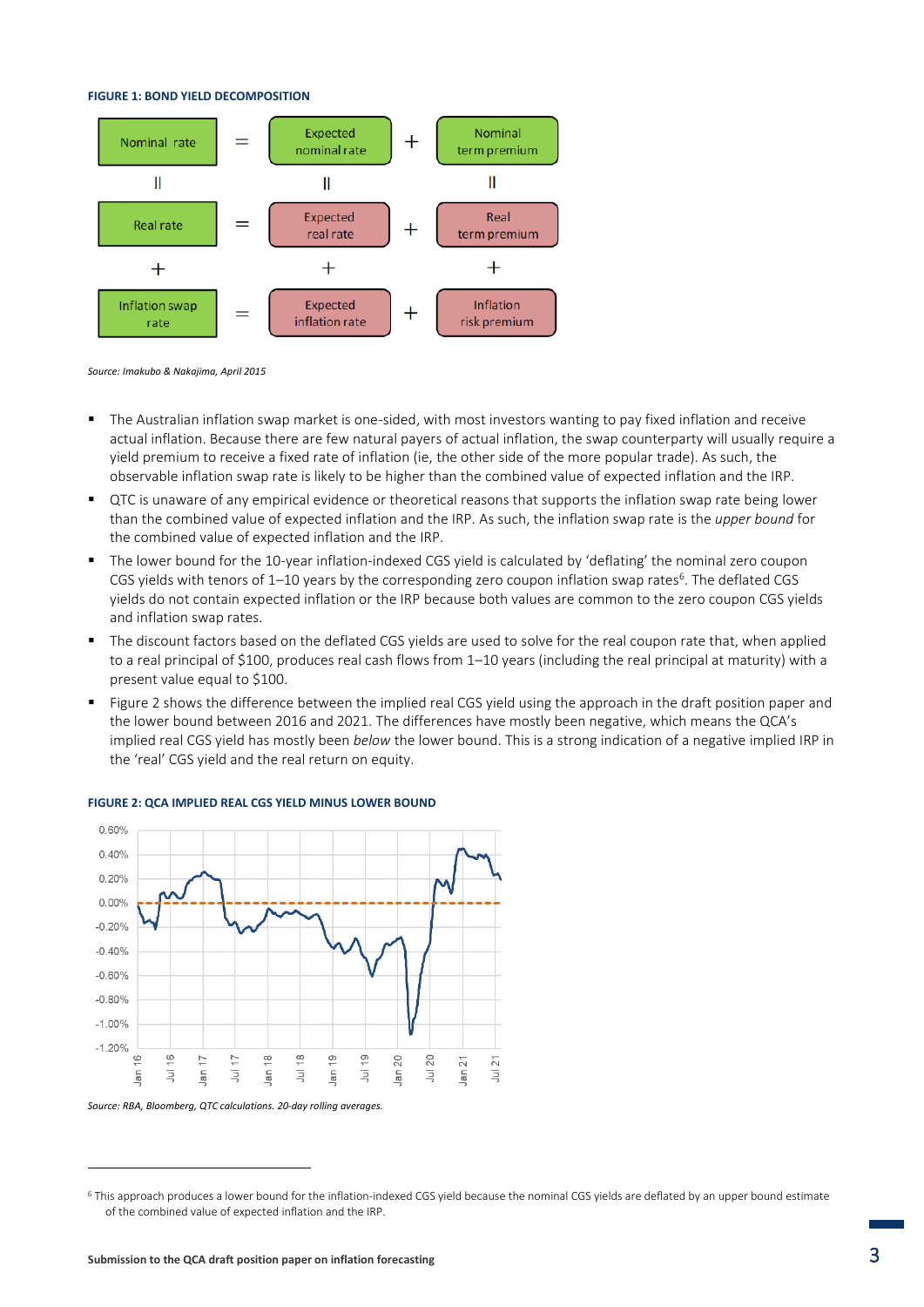**FIGURE 1: BOND YIELD DECOMPOSITION**

| Nominal rate | = | Expected nominal rate | + | Nominal term premium |
|---|---|---|---|---|
| ‖ | | ‖ | | ‖ |
| Real rate | = | Expected real rate | + | Real term premium |
| + | | + | | + |
| Inflation swap rate | = | Expected inflation rate | + | Inflation risk premium |

*Source: Imakubo & Nakajima, April 2015*

- The Australian inflation swap market is one-sided, with most investors wanting to pay fixed inflation and receive actual inflation. Because there are few natural payers of actual inflation, the swap counterparty will usually require a yield premium to receive a fixed rate of inflation (ie, the other side of the more popular trade). As such, the observable inflation swap rate is likely to be higher than the combined value of expected inflation and the IRP.
- QTC is unaware of any empirical evidence or theoretical reasons that supports the inflation swap rate being lower than the combined value of expected inflation and the IRP. As such, the inflation swap rate is the *upper bound* for the combined value of expected inflation and the IRP.
- The lower bound for the 10-year inflation-indexed CGS yield is calculated by 'deflating' the nominal zero coupon CGS yields with tenors of 1–10 years by the corresponding zero coupon inflation swap rates[6]. The deflated CGS yields do not contain expected inflation or the IRP because both values are common to the zero coupon CGS yields and inflation swap rates.
- The discount factors based on the deflated CGS yields are used to solve for the real coupon rate that, when applied to a real principal of $100, produces real cash flows from 1–10 years (including the real principal at maturity) with a present value equal to $100.
- Figure 2 shows the difference between the implied real CGS yield using the approach in the draft position paper and the lower bound between 2016 and 2021. The differences have mostly been negative, which means the QCA's implied real CGS yield has mostly been *below* the lower bound. This is a strong indication of a negative implied IRP in the 'real' CGS yield and the real return on equity.

**FIGURE 2: QCA IMPLIED REAL CGS YIELD MINUS LOWER BOUND**

*Source: RBA, Bloomberg, QTC calculations. 20-day rolling averages.*

[6] This approach produces a lower bound for the inflation-indexed CGS yield because the nominal CGS yields are deflated by an upper bound estimate of the combined value of expected inflation and the IRP.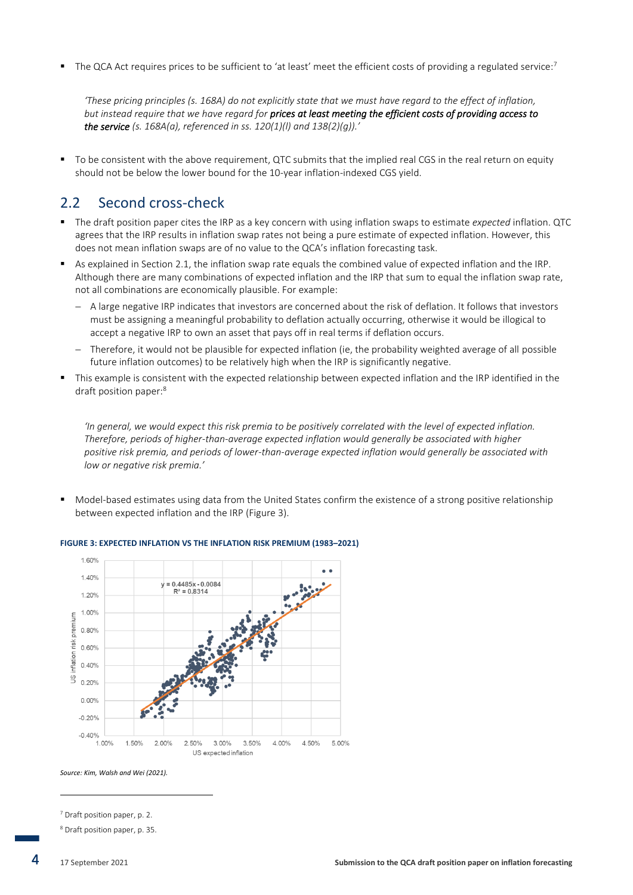- The QCA Act requires prices to be sufficient to 'at least' meet the efficient costs of providing a regulated service:[7]

  *'These pricing principles (s. 168A) do not explicitly state that we must have regard to the effect of inflation, but instead require that we have regard for* ***prices at least meeting the efficient costs of providing access to the service*** *(s. 168A(a), referenced in ss. 120(1)(l) and 138(2)(g)).'*

- To be consistent with the above requirement, QTC submits that the implied real CGS in the real return on equity should not be below the lower bound for the 10-year inflation-indexed CGS yield.

## 2.2 Second cross-check

- The draft position paper cites the IRP as a key concern with using inflation swaps to estimate *expected* inflation. QTC agrees that the IRP results in inflation swap rates not being a pure estimate of expected inflation. However, this does not mean inflation swaps are of no value to the QCA's inflation forecasting task.
- As explained in Section 2.1, the inflation swap rate equals the combined value of expected inflation and the IRP. Although there are many combinations of expected inflation and the IRP that sum to equal the inflation swap rate, not all combinations are economically plausible. For example:
  - A large negative IRP indicates that investors are concerned about the risk of deflation. It follows that investors must be assigning a meaningful probability to deflation actually occurring, otherwise it would be illogical to accept a negative IRP to own an asset that pays off in real terms if deflation occurs.
  - Therefore, it would not be plausible for expected inflation (ie, the probability weighted average of all possible future inflation outcomes) to be relatively high when the IRP is significantly negative.
- This example is consistent with the expected relationship between expected inflation and the IRP identified in the draft position paper:[8]

  *'In general, we would expect this risk premia to be positively correlated with the level of expected inflation. Therefore, periods of higher-than-average expected inflation would generally be associated with higher positive risk premia, and periods of lower-than-average expected inflation would generally be associated with low or negative risk premia.'*

- Model-based estimates using data from the United States confirm the existence of a strong positive relationship between expected inflation and the IRP (Figure 3).

**FIGURE 3: EXPECTED INFLATION VS THE INFLATION RISK PREMIUM (1983–2021)**

$y = 0.4485x - 0.0084$, $R^2 = 0.8314$

*Source: Kim, Walsh and Wei (2021).*

---

[7] Draft position paper, p. 2.

[8] Draft position paper, p. 35.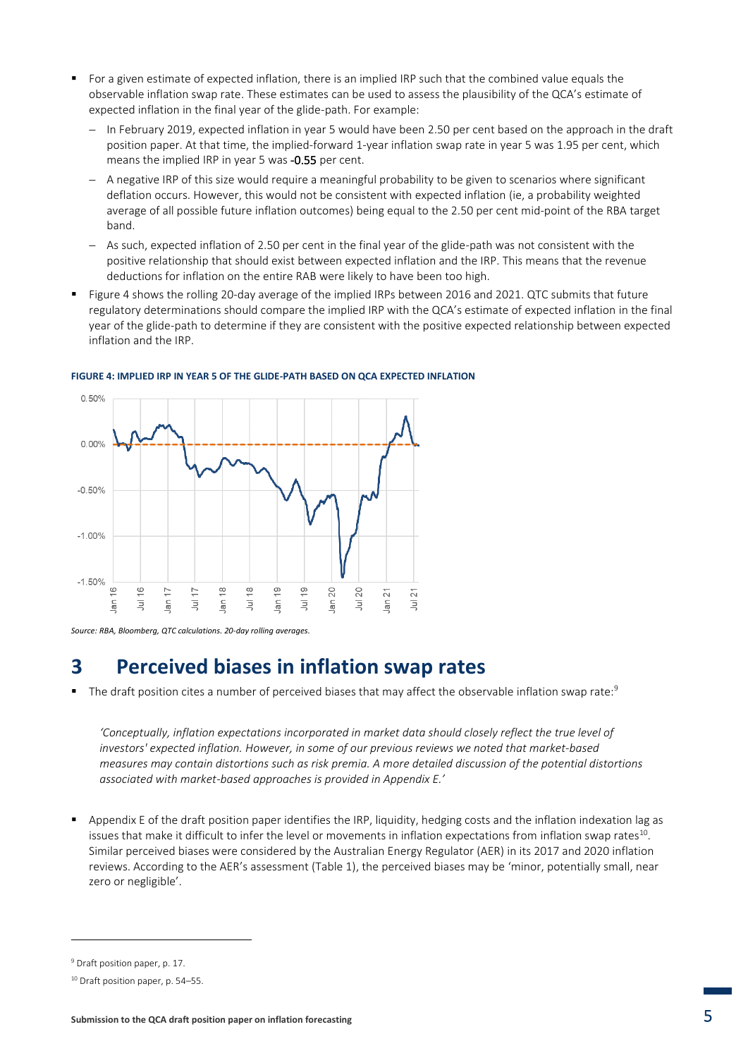- For a given estimate of expected inflation, there is an implied IRP such that the combined value equals the observable inflation swap rate. These estimates can be used to assess the plausibility of the QCA's estimate of expected inflation in the final year of the glide-path. For example:
  - In February 2019, expected inflation in year 5 would have been 2.50 per cent based on the approach in the draft position paper. At that time, the implied-forward 1-year inflation swap rate in year 5 was 1.95 per cent, which means the implied IRP in year 5 was -0.55 per cent.
  - A negative IRP of this size would require a meaningful probability to be given to scenarios where significant deflation occurs. However, this would not be consistent with expected inflation (ie, a probability weighted average of all possible future inflation outcomes) being equal to the 2.50 per cent mid-point of the RBA target band.
  - As such, expected inflation of 2.50 per cent in the final year of the glide-path was not consistent with the positive relationship that should exist between expected inflation and the IRP. This means that the revenue deductions for inflation on the entire RAB were likely to have been too high.
- Figure 4 shows the rolling 20-day average of the implied IRPs between 2016 and 2021. QTC submits that future regulatory determinations should compare the implied IRP with the QCA's estimate of expected inflation in the final year of the glide-path to determine if they are consistent with the positive expected relationship between expected inflation and the IRP.

**FIGURE 4: IMPLIED IRP IN YEAR 5 OF THE GLIDE-PATH BASED ON QCA EXPECTED INFLATION**

*Source: RBA, Bloomberg, QTC calculations. 20-day rolling averages.*

# 3 Perceived biases in inflation swap rates

- The draft position cites a number of perceived biases that may affect the observable inflation swap rate:[9]

  *'Conceptually, inflation expectations incorporated in market data should closely reflect the true level of investors' expected inflation. However, in some of our previous reviews we noted that market-based measures may contain distortions such as risk premia. A more detailed discussion of the potential distortions associated with market-based approaches is provided in Appendix E.'*

- Appendix E of the draft position paper identifies the IRP, liquidity, hedging costs and the inflation indexation lag as issues that make it difficult to infer the level or movements in inflation expectations from inflation swap rates[10]. Similar perceived biases were considered by the Australian Energy Regulator (AER) in its 2017 and 2020 inflation reviews. According to the AER's assessment (Table 1), the perceived biases may be 'minor, potentially small, near zero or negligible'.

---

[9] Draft position paper, p. 17.

[10] Draft position paper, p. 54–55.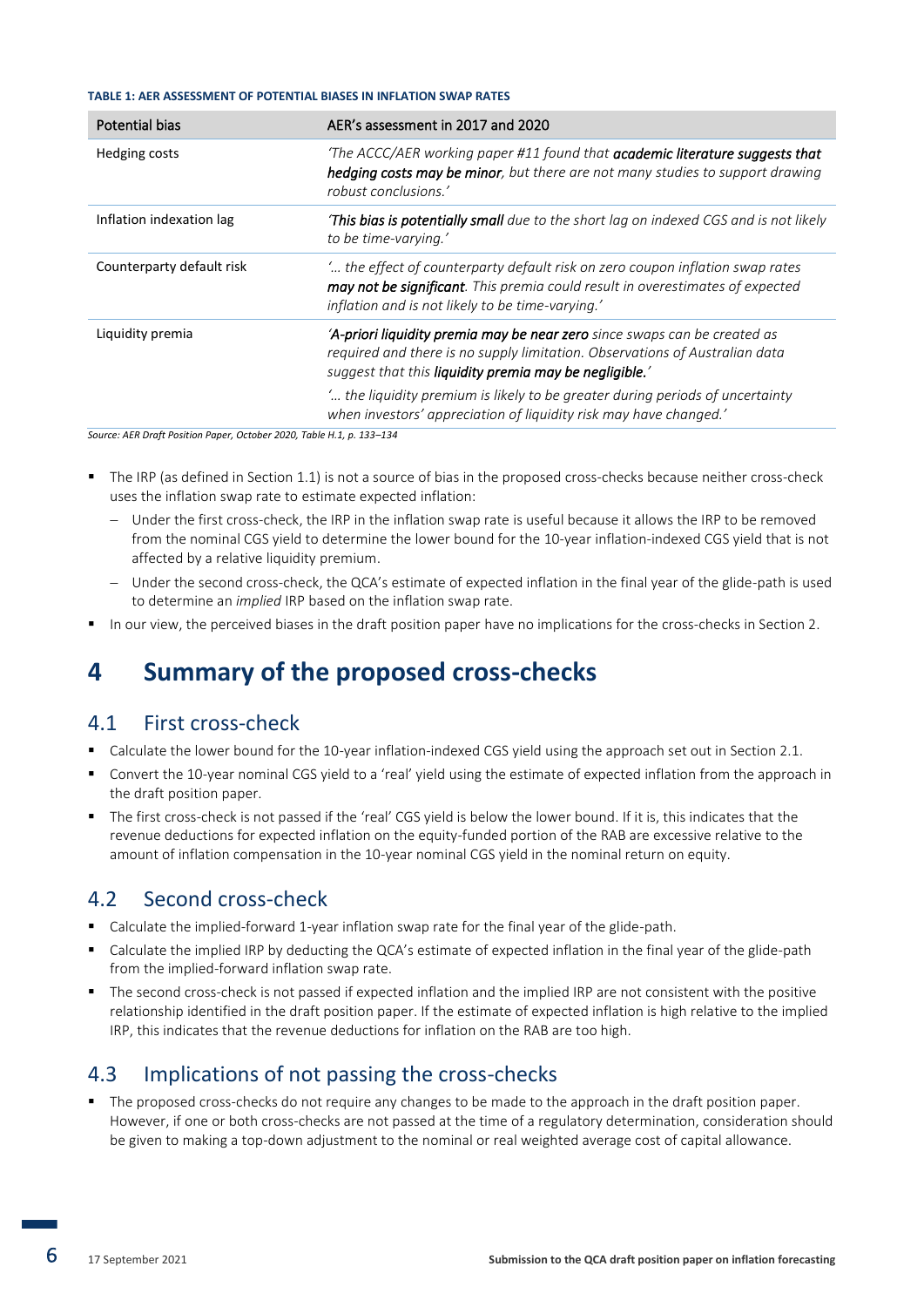**TABLE 1: AER ASSESSMENT OF POTENTIAL BIASES IN INFLATION SWAP RATES**

| Potential bias | AER's assessment in 2017 and 2020 |
|---|---|
| Hedging costs | *'The ACCC/AER working paper #11 found that* ***academic literature suggests that hedging costs may be minor****, but there are not many studies to support drawing robust conclusions.'* |
| Inflation indexation lag | *'****This bias is potentially small*** *due to the short lag on indexed CGS and is not likely to be time-varying.'* |
| Counterparty default risk | *'… the effect of counterparty default risk on zero coupon inflation swap rates* ***may not be significant****. This premia could result in overestimates of expected inflation and is not likely to be time-varying.'* |
| Liquidity premia | *'****A-priori liquidity premia may be near zero*** *since swaps can be created as required and there is no supply limitation. Observations of Australian data suggest that this* ***liquidity premia may be negligible****.'* <br><br> *'… the liquidity premium is likely to be greater during periods of uncertainty when investors' appreciation of liquidity risk may have changed.'* |

*Source: AER Draft Position Paper, October 2020, Table H.1, p. 133–134*

- The IRP (as defined in Section 1.1) is not a source of bias in the proposed cross-checks because neither cross-check uses the inflation swap rate to estimate expected inflation:
  - Under the first cross-check, the IRP in the inflation swap rate is useful because it allows the IRP to be removed from the nominal CGS yield to determine the lower bound for the 10-year inflation-indexed CGS yield that is not affected by a relative liquidity premium.
  - Under the second cross-check, the QCA's estimate of expected inflation in the final year of the glide-path is used to determine an *implied* IRP based on the inflation swap rate.
- In our view, the perceived biases in the draft position paper have no implications for the cross-checks in Section 2.

# 4 Summary of the proposed cross-checks

## 4.1 First cross-check

- Calculate the lower bound for the 10-year inflation-indexed CGS yield using the approach set out in Section 2.1.
- Convert the 10-year nominal CGS yield to a 'real' yield using the estimate of expected inflation from the approach in the draft position paper.
- The first cross-check is not passed if the 'real' CGS yield is below the lower bound. If it is, this indicates that the revenue deductions for expected inflation on the equity-funded portion of the RAB are excessive relative to the amount of inflation compensation in the 10-year nominal CGS yield in the nominal return on equity.

## 4.2 Second cross-check

- Calculate the implied-forward 1-year inflation swap rate for the final year of the glide-path.
- Calculate the implied IRP by deducting the QCA's estimate of expected inflation in the final year of the glide-path from the implied-forward inflation swap rate.
- The second cross-check is not passed if expected inflation and the implied IRP are not consistent with the positive relationship identified in the draft position paper. If the estimate of expected inflation is high relative to the implied IRP, this indicates that the revenue deductions for inflation on the RAB are too high.

## 4.3 Implications of not passing the cross-checks

- The proposed cross-checks do not require any changes to be made to the approach in the draft position paper. However, if one or both cross-checks are not passed at the time of a regulatory determination, consideration should be given to making a top-down adjustment to the nominal or real weighted average cost of capital allowance.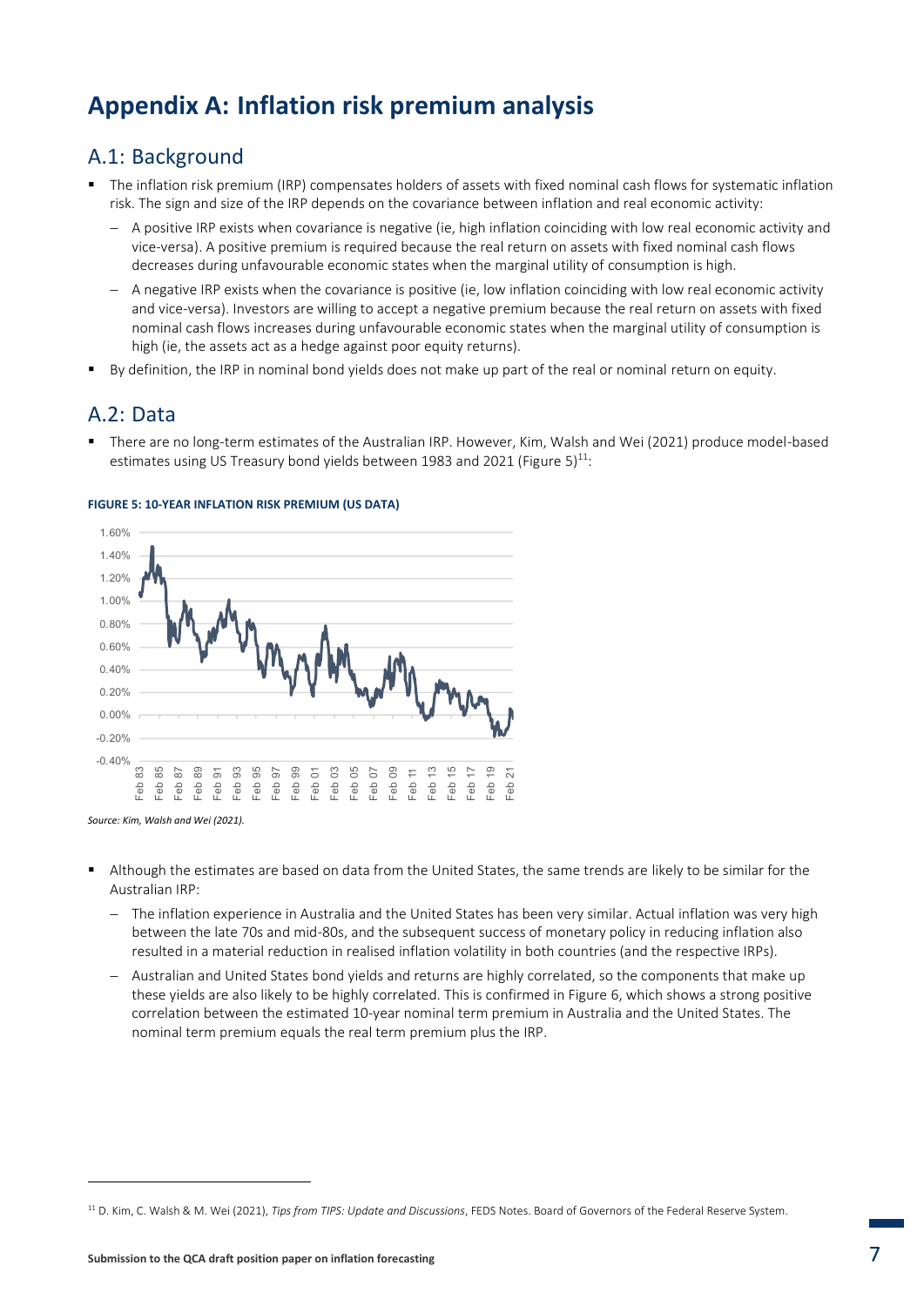# Appendix A: Inflation risk premium analysis

## A.1: Background

- The inflation risk premium (IRP) compensates holders of assets with fixed nominal cash flows for systematic inflation risk. The sign and size of the IRP depends on the covariance between inflation and real economic activity:
  - A positive IRP exists when covariance is negative (ie, high inflation coinciding with low real economic activity and vice-versa). A positive premium is required because the real return on assets with fixed nominal cash flows decreases during unfavourable economic states when the marginal utility of consumption is high.
  - A negative IRP exists when the covariance is positive (ie, low inflation coinciding with low real economic activity and vice-versa). Investors are willing to accept a negative premium because the real return on assets with fixed nominal cash flows increases during unfavourable economic states when the marginal utility of consumption is high (ie, the assets act as a hedge against poor equity returns).
- By definition, the IRP in nominal bond yields does not make up part of the real or nominal return on equity.

## A.2: Data

- There are no long-term estimates of the Australian IRP. However, Kim, Walsh and Wei (2021) produce model-based estimates using US Treasury bond yields between 1983 and 2021 (Figure 5)[11]:

**FIGURE 5: 10-YEAR INFLATION RISK PREMIUM (US DATA)**

*Source: Kim, Walsh and Wei (2021).*

- Although the estimates are based on data from the United States, the same trends are likely to be similar for the Australian IRP:
  - The inflation experience in Australia and the United States has been very similar. Actual inflation was very high between the late 70s and mid-80s, and the subsequent success of monetary policy in reducing inflation also resulted in a material reduction in realised inflation volatility in both countries (and the respective IRPs).
  - Australian and United States bond yields and returns are highly correlated, so the components that make up these yields are also likely to be highly correlated. This is confirmed in Figure 6, which shows a strong positive correlation between the estimated 10-year nominal term premium in Australia and the United States. The nominal term premium equals the real term premium plus the IRP.

[11] D. Kim, C. Walsh & M. Wei (2021), *Tips from TIPS: Update and Discussions*, FEDS Notes. Board of Governors of the Federal Reserve System.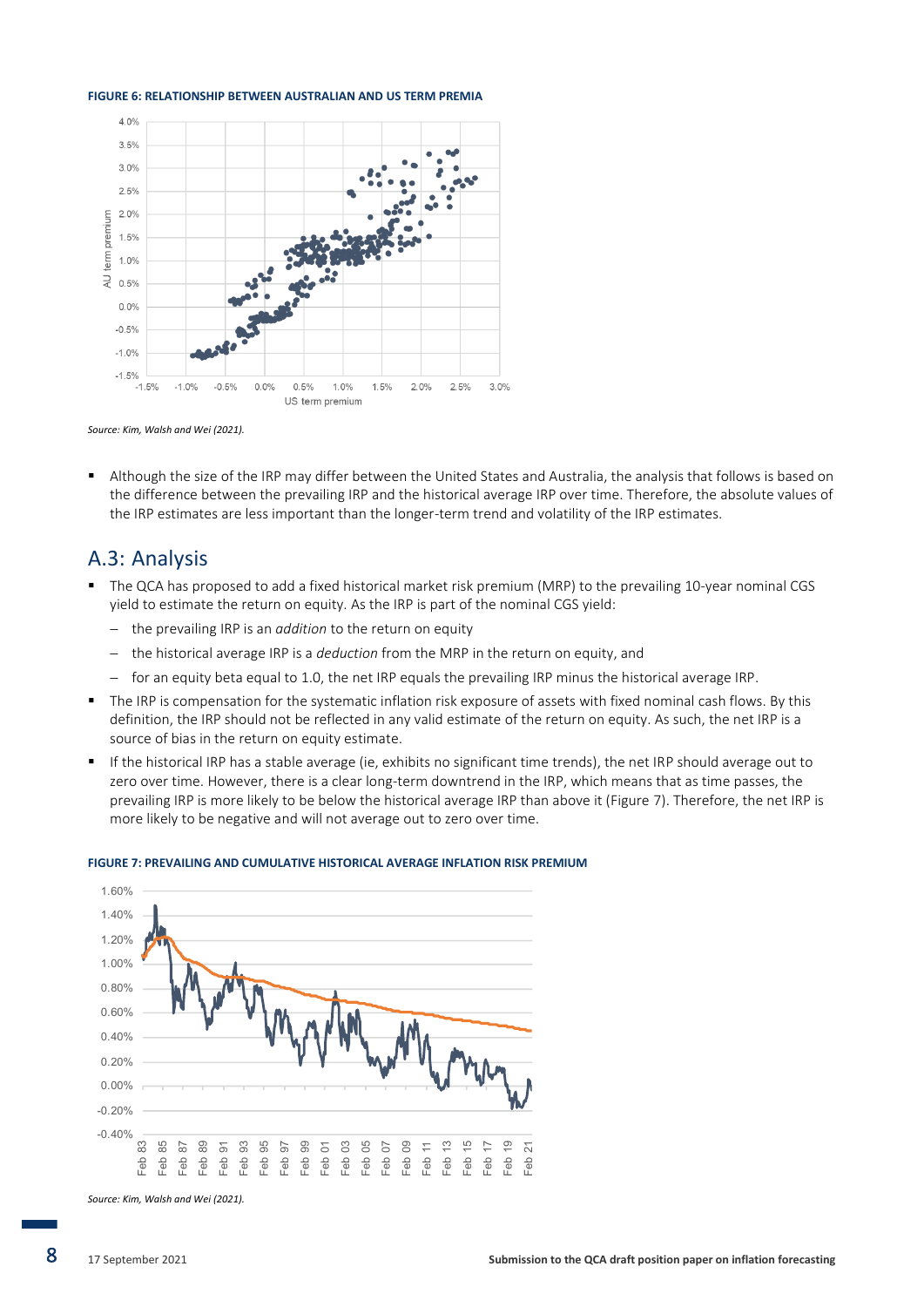**FIGURE 6: RELATIONSHIP BETWEEN AUSTRALIAN AND US TERM PREMIA**

*Source: Kim, Walsh and Wei (2021).*

- Although the size of the IRP may differ between the United States and Australia, the analysis that follows is based on the difference between the prevailing IRP and the historical average IRP over time. Therefore, the absolute values of the IRP estimates are less important than the longer-term trend and volatility of the IRP estimates.

## A.3: Analysis

- The QCA has proposed to add a fixed historical market risk premium (MRP) to the prevailing 10-year nominal CGS yield to estimate the return on equity. As the IRP is part of the nominal CGS yield:
  - the prevailing IRP is an *addition* to the return on equity
  - the historical average IRP is a *deduction* from the MRP in the return on equity, and
  - for an equity beta equal to 1.0, the net IRP equals the prevailing IRP minus the historical average IRP.
- The IRP is compensation for the systematic inflation risk exposure of assets with fixed nominal cash flows. By this definition, the IRP should not be reflected in any valid estimate of the return on equity. As such, the net IRP is a source of bias in the return on equity estimate.
- If the historical IRP has a stable average (ie, exhibits no significant time trends), the net IRP should average out to zero over time. However, there is a clear long-term downtrend in the IRP, which means that as time passes, the prevailing IRP is more likely to be below the historical average IRP than above it (Figure 7). Therefore, the net IRP is more likely to be negative and will not average out to zero over time.

**FIGURE 7: PREVAILING AND CUMULATIVE HISTORICAL AVERAGE INFLATION RISK PREMIUM**

*Source: Kim, Walsh and Wei (2021).*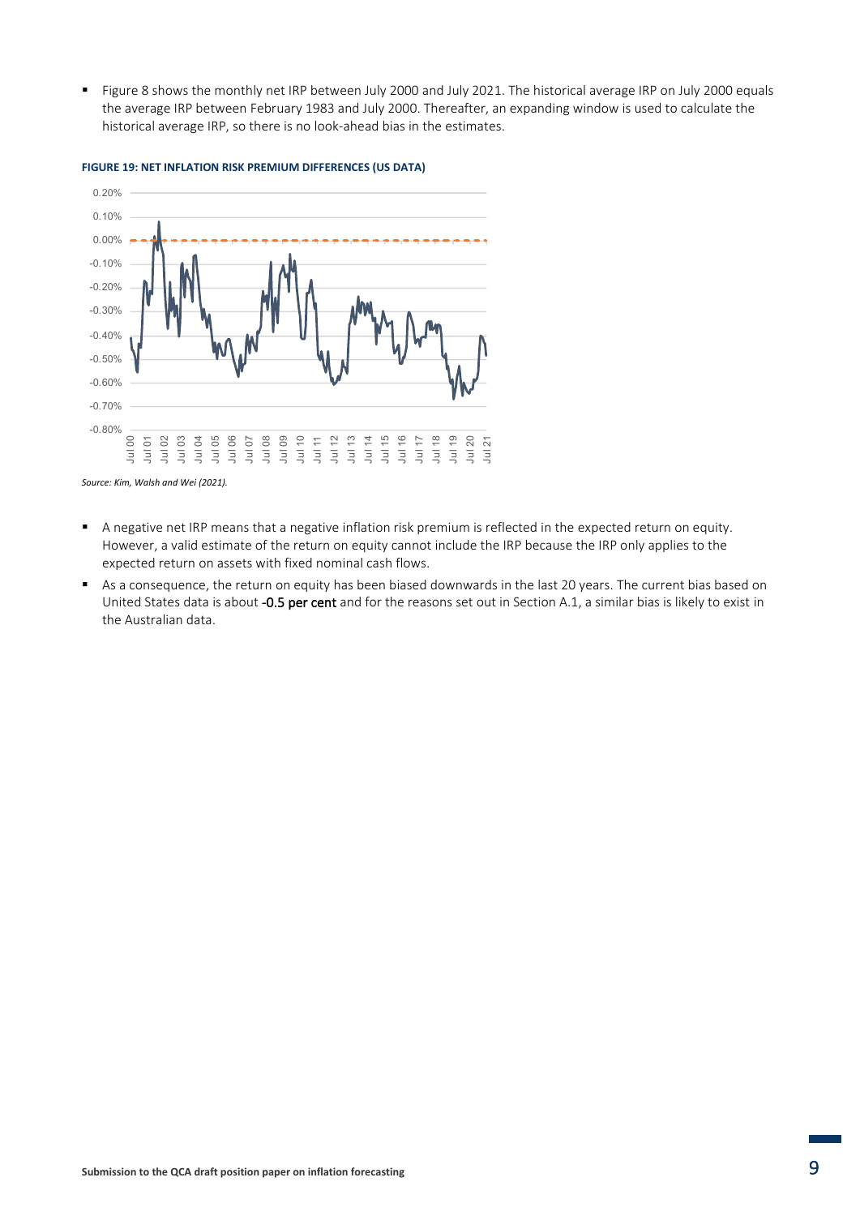- Figure 8 shows the monthly net IRP between July 2000 and July 2021. The historical average IRP on July 2000 equals the average IRP between February 1983 and July 2000. Thereafter, an expanding window is used to calculate the historical average IRP, so there is no look-ahead bias in the estimates.

**FIGURE 19: NET INFLATION RISK PREMIUM DIFFERENCES (US DATA)**

0.20%
0.10%
0.00%
-0.10%
-0.20%
-0.30%
-0.40%
-0.50%
-0.60%
-0.70%
-0.80%

Jul 00 Jul 01 Jul 02 Jul 03 Jul 04 Jul 05 Jul 06 Jul 07 Jul 08 Jul 09 Jul 10 Jul 11 Jul 12 Jul 13 Jul 14 Jul 15 Jul 16 Jul 17 Jul 18 Jul 19 Jul 20 Jul 21

*Source: Kim, Walsh and Wei (2021).*

- A negative net IRP means that a negative inflation risk premium is reflected in the expected return on equity. However, a valid estimate of the return on equity cannot include the IRP because the IRP only applies to the expected return on assets with fixed nominal cash flows.
- As a consequence, the return on equity has been biased downwards in the last 20 years. The current bias based on United States data is about -0.5 per cent and for the reasons set out in Section A.1, a similar bias is likely to exist in the Australian data.